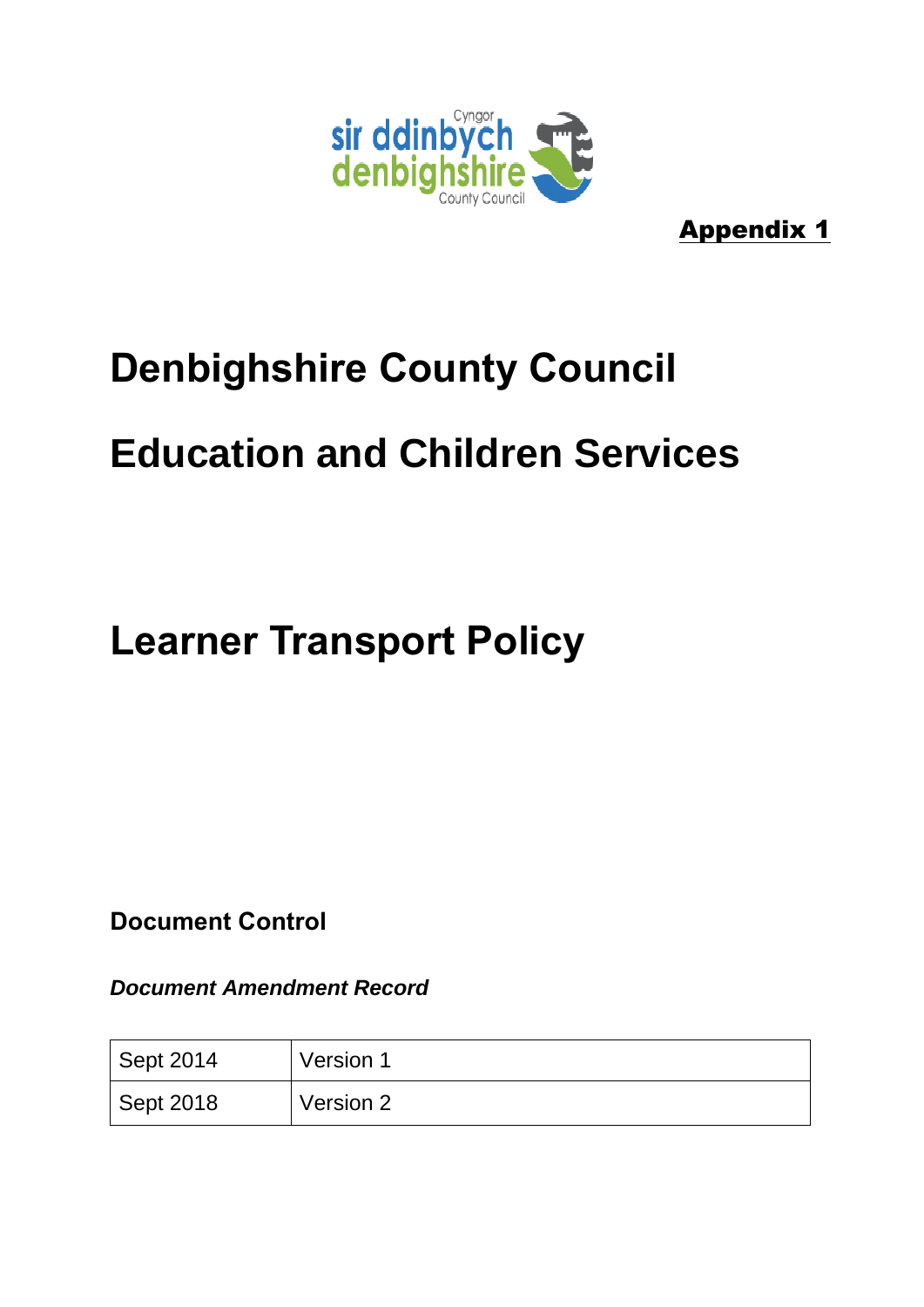**Appendix 1**

# Denbighshire County Council

# Education and Children Services

# Learner Transport Policy

**Document Control**

***Document Amendment Record***

| Sept 2014 | Version 1 |
|---|---|
| Sept 2018 | Version 2 |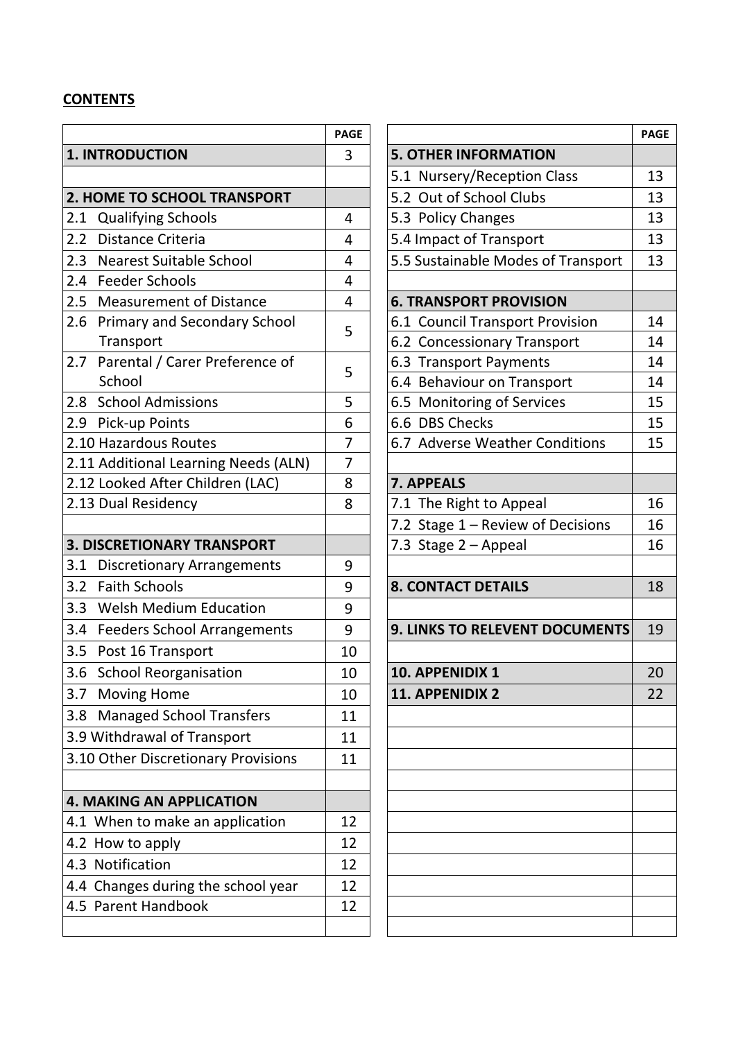## CONTENTS

| | PAGE |
|---|---|
| **1. INTRODUCTION** | 3 |
| | |
| **2. HOME TO SCHOOL TRANSPORT** | |
| 2.1 Qualifying Schools | 4 |
| 2.2 Distance Criteria | 4 |
| 2.3 Nearest Suitable School | 4 |
| 2.4 Feeder Schools | 4 |
| 2.5 Measurement of Distance | 4 |
| 2.6 Primary and Secondary School Transport | 5 |
| 2.7 Parental / Carer Preference of School | 5 |
| 2.8 School Admissions | 5 |
| 2.9 Pick-up Points | 6 |
| 2.10 Hazardous Routes | 7 |
| 2.11 Additional Learning Needs (ALN) | 7 |
| 2.12 Looked After Children (LAC) | 8 |
| 2.13 Dual Residency | 8 |
| | |
| **3. DISCRETIONARY TRANSPORT** | |
| 3.1 Discretionary Arrangements | 9 |
| 3.2 Faith Schools | 9 |
| 3.3 Welsh Medium Education | 9 |
| 3.4 Feeders School Arrangements | 9 |
| 3.5 Post 16 Transport | 10 |
| 3.6 School Reorganisation | 10 |
| 3.7 Moving Home | 10 |
| 3.8 Managed School Transfers | 11 |
| 3.9 Withdrawal of Transport | 11 |
| 3.10 Other Discretionary Provisions | 11 |
| | |
| **4. MAKING AN APPLICATION** | |
| 4.1 When to make an application | 12 |
| 4.2 How to apply | 12 |
| 4.3 Notification | 12 |
| 4.4 Changes during the school year | 12 |
| 4.5 Parent Handbook | 12 |

| | PAGE |
|---|---|
| **5. OTHER INFORMATION** | |
| 5.1 Nursery/Reception Class | 13 |
| 5.2 Out of School Clubs | 13 |
| 5.3 Policy Changes | 13 |
| 5.4 Impact of Transport | 13 |
| 5.5 Sustainable Modes of Transport | 13 |
| | |
| **6. TRANSPORT PROVISION** | |
| 6.1 Council Transport Provision | 14 |
| 6.2 Concessionary Transport | 14 |
| 6.3 Transport Payments | 14 |
| 6.4 Behaviour on Transport | 14 |
| 6.5 Monitoring of Services | 15 |
| 6.6 DBS Checks | 15 |
| 6.7 Adverse Weather Conditions | 15 |
| | |
| **7. APPEALS** | |
| 7.1 The Right to Appeal | 16 |
| 7.2 Stage 1 – Review of Decisions | 16 |
| 7.3 Stage 2 – Appeal | 16 |
| | |
| **8. CONTACT DETAILS** | 18 |
| | |
| **9. LINKS TO RELEVENT DOCUMENTS** | 19 |
| | |
| **10. APPENIDIX 1** | 20 |
| **11. APPENIDIX 2** | 22 |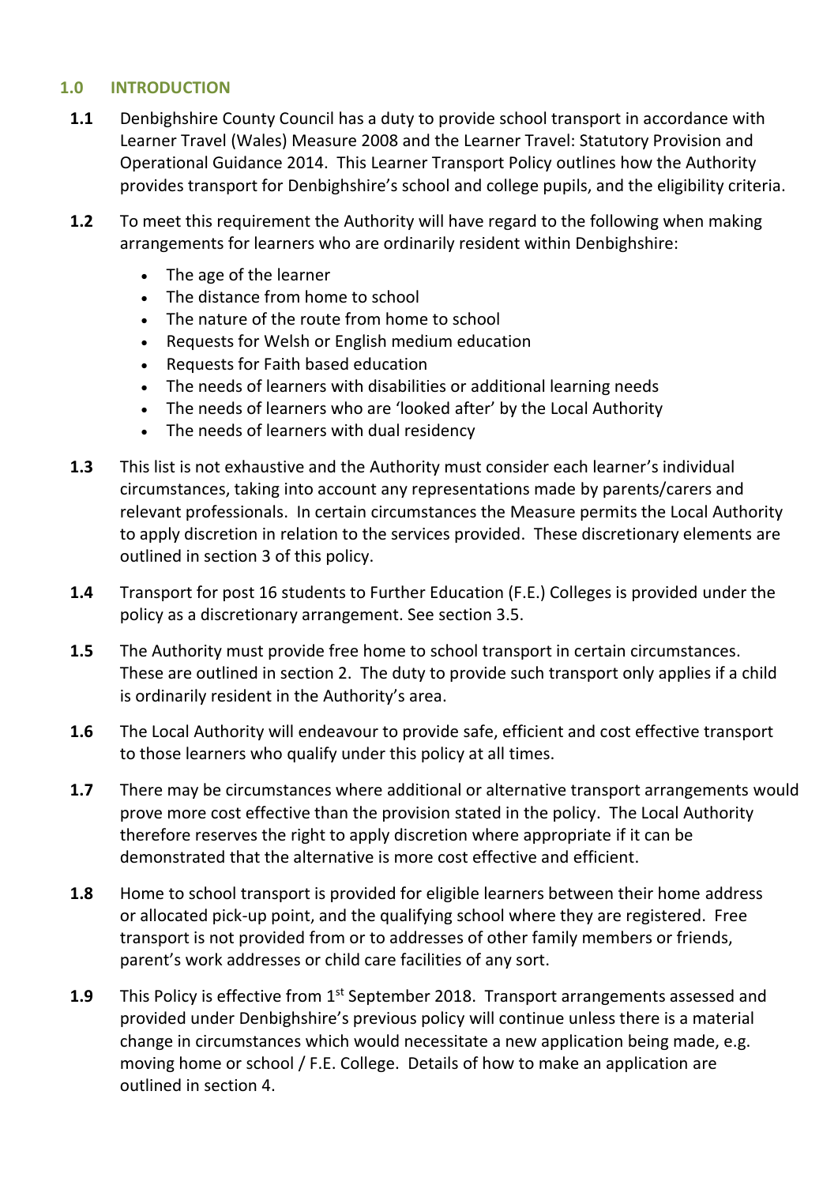## 1.0 INTRODUCTION

**1.1** Denbighshire County Council has a duty to provide school transport in accordance with Learner Travel (Wales) Measure 2008 and the Learner Travel: Statutory Provision and Operational Guidance 2014. This Learner Transport Policy outlines how the Authority provides transport for Denbighshire's school and college pupils, and the eligibility criteria.

**1.2** To meet this requirement the Authority will have regard to the following when making arrangements for learners who are ordinarily resident within Denbighshire:

- The age of the learner
- The distance from home to school
- The nature of the route from home to school
- Requests for Welsh or English medium education
- Requests for Faith based education
- The needs of learners with disabilities or additional learning needs
- The needs of learners who are 'looked after' by the Local Authority
- The needs of learners with dual residency

**1.3** This list is not exhaustive and the Authority must consider each learner's individual circumstances, taking into account any representations made by parents/carers and relevant professionals. In certain circumstances the Measure permits the Local Authority to apply discretion in relation to the services provided. These discretionary elements are outlined in section 3 of this policy.

**1.4** Transport for post 16 students to Further Education (F.E.) Colleges is provided under the policy as a discretionary arrangement. See section 3.5.

**1.5** The Authority must provide free home to school transport in certain circumstances. These are outlined in section 2. The duty to provide such transport only applies if a child is ordinarily resident in the Authority's area.

**1.6** The Local Authority will endeavour to provide safe, efficient and cost effective transport to those learners who qualify under this policy at all times.

**1.7** There may be circumstances where additional or alternative transport arrangements would prove more cost effective than the provision stated in the policy. The Local Authority therefore reserves the right to apply discretion where appropriate if it can be demonstrated that the alternative is more cost effective and efficient.

**1.8** Home to school transport is provided for eligible learners between their home address or allocated pick-up point, and the qualifying school where they are registered. Free transport is not provided from or to addresses of other family members or friends, parent's work addresses or child care facilities of any sort.

**1.9** This Policy is effective from 1st September 2018. Transport arrangements assessed and provided under Denbighshire's previous policy will continue unless there is a material change in circumstances which would necessitate a new application being made, e.g. moving home or school / F.E. College. Details of how to make an application are outlined in section 4.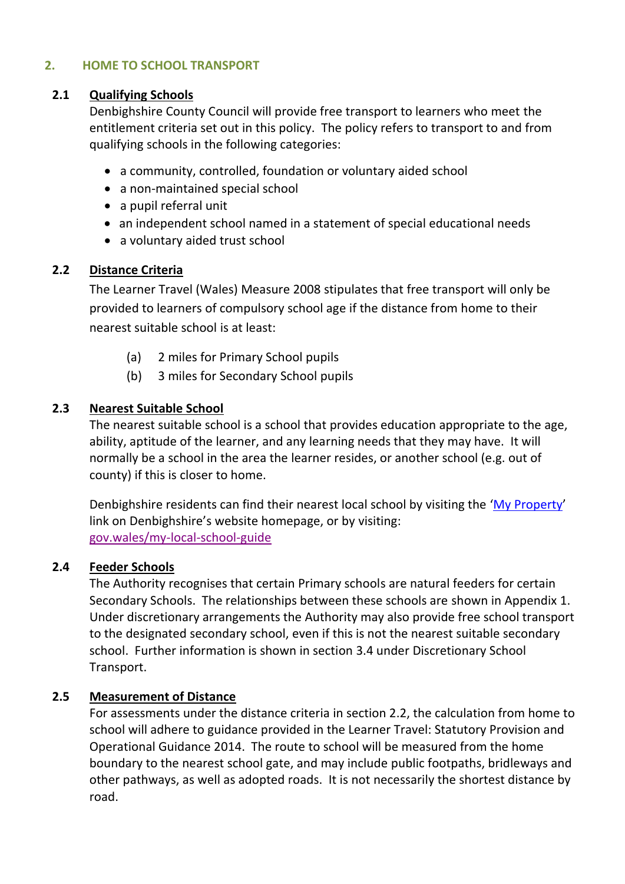## 2. HOME TO SCHOOL TRANSPORT

### 2.1 Qualifying Schools

Denbighshire County Council will provide free transport to learners who meet the entitlement criteria set out in this policy. The policy refers to transport to and from qualifying schools in the following categories:

- a community, controlled, foundation or voluntary aided school
- a non-maintained special school
- a pupil referral unit
- an independent school named in a statement of special educational needs
- a voluntary aided trust school

### 2.2 Distance Criteria

The Learner Travel (Wales) Measure 2008 stipulates that free transport will only be provided to learners of compulsory school age if the distance from home to their nearest suitable school is at least:

(a) 2 miles for Primary School pupils

(b) 3 miles for Secondary School pupils

### 2.3 Nearest Suitable School

The nearest suitable school is a school that provides education appropriate to the age, ability, aptitude of the learner, and any learning needs that they may have. It will normally be a school in the area the learner resides, or another school (e.g. out of county) if this is closer to home.

Denbighshire residents can find their nearest local school by visiting the '[My Property](My Property)' link on Denbighshire's website homepage, or by visiting: [gov.wales/my-local-school-guide](gov.wales/my-local-school-guide)

### 2.4 Feeder Schools

The Authority recognises that certain Primary schools are natural feeders for certain Secondary Schools. The relationships between these schools are shown in Appendix 1. Under discretionary arrangements the Authority may also provide free school transport to the designated secondary school, even if this is not the nearest suitable secondary school. Further information is shown in section 3.4 under Discretionary School Transport.

### 2.5 Measurement of Distance

For assessments under the distance criteria in section 2.2, the calculation from home to school will adhere to guidance provided in the Learner Travel: Statutory Provision and Operational Guidance 2014. The route to school will be measured from the home boundary to the nearest school gate, and may include public footpaths, bridleways and other pathways, as well as adopted roads. It is not necessarily the shortest distance by road.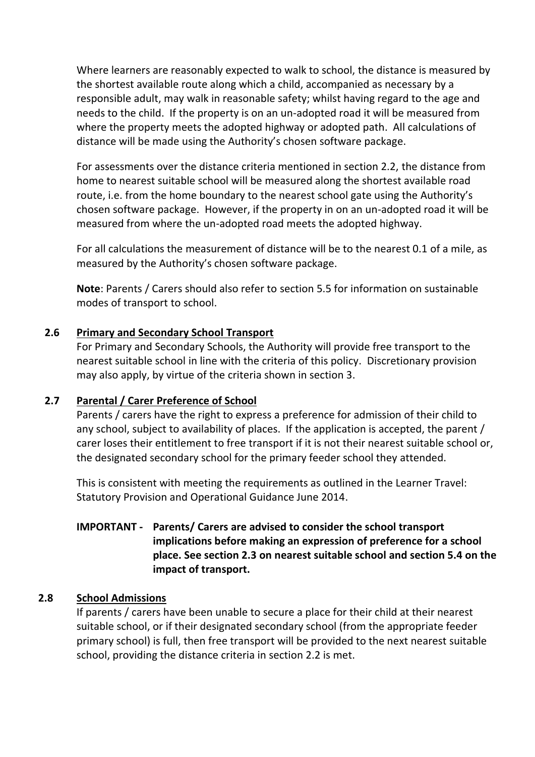Where learners are reasonably expected to walk to school, the distance is measured by the shortest available route along which a child, accompanied as necessary by a responsible adult, may walk in reasonable safety; whilst having regard to the age and needs to the child. If the property is on an un-adopted road it will be measured from where the property meets the adopted highway or adopted path. All calculations of distance will be made using the Authority's chosen software package.

For assessments over the distance criteria mentioned in section 2.2, the distance from home to nearest suitable school will be measured along the shortest available road route, i.e. from the home boundary to the nearest school gate using the Authority's chosen software package. However, if the property in on an un-adopted road it will be measured from where the un-adopted road meets the adopted highway.

For all calculations the measurement of distance will be to the nearest 0.1 of a mile, as measured by the Authority's chosen software package.

**Note**: Parents / Carers should also refer to section 5.5 for information on sustainable modes of transport to school.

### 2.6 Primary and Secondary School Transport

For Primary and Secondary Schools, the Authority will provide free transport to the nearest suitable school in line with the criteria of this policy. Discretionary provision may also apply, by virtue of the criteria shown in section 3.

### 2.7 Parental / Carer Preference of School

Parents / carers have the right to express a preference for admission of their child to any school, subject to availability of places. If the application is accepted, the parent / carer loses their entitlement to free transport if it is not their nearest suitable school or, the designated secondary school for the primary feeder school they attended.

This is consistent with meeting the requirements as outlined in the Learner Travel: Statutory Provision and Operational Guidance June 2014.

**IMPORTANT - Parents/ Carers are advised to consider the school transport implications before making an expression of preference for a school place. See section 2.3 on nearest suitable school and section 5.4 on the impact of transport.**

### 2.8 School Admissions

If parents / carers have been unable to secure a place for their child at their nearest suitable school, or if their designated secondary school (from the appropriate feeder primary school) is full, then free transport will be provided to the next nearest suitable school, providing the distance criteria in section 2.2 is met.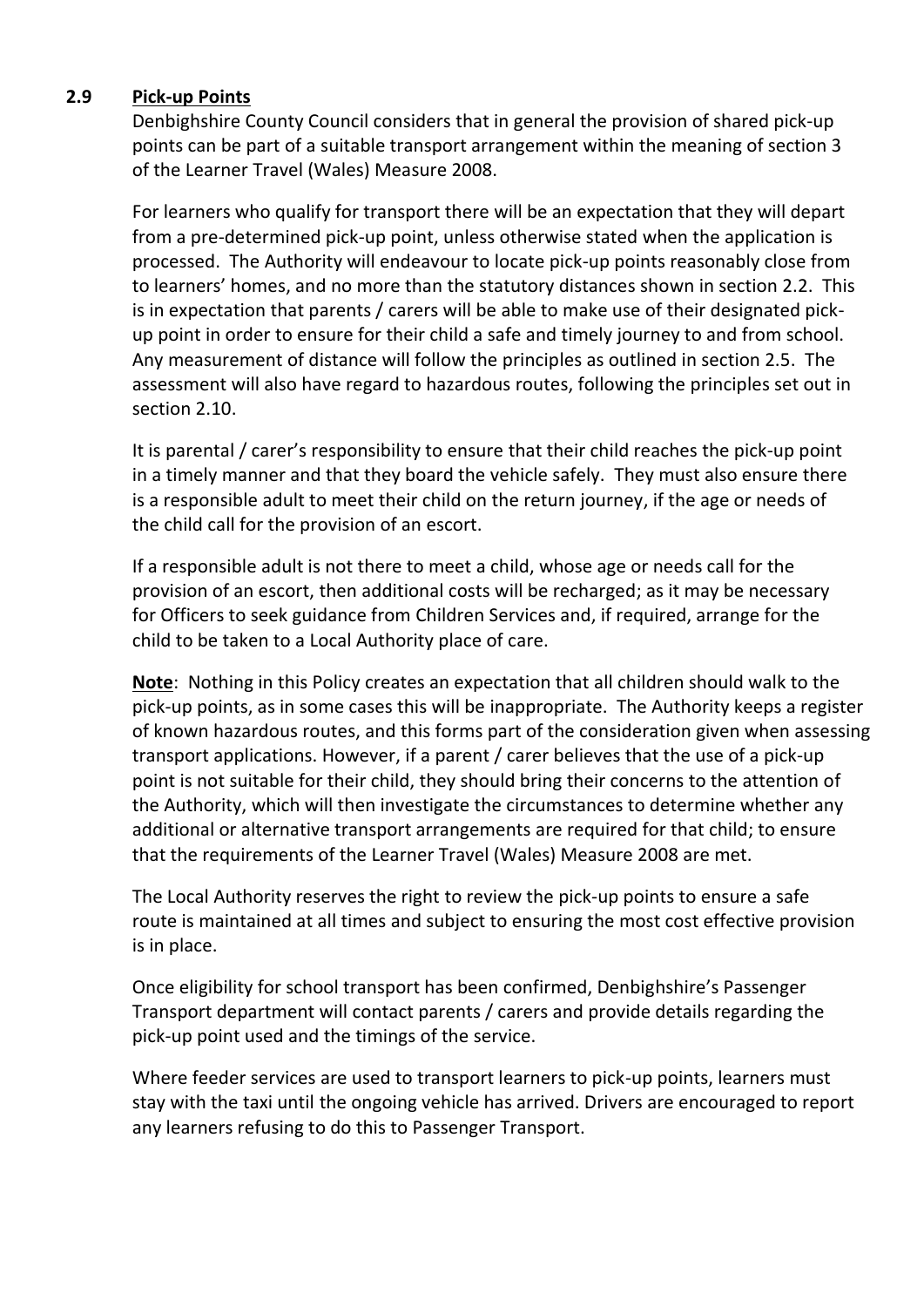## 2.9 Pick-up Points

Denbighshire County Council considers that in general the provision of shared pick-up points can be part of a suitable transport arrangement within the meaning of section 3 of the Learner Travel (Wales) Measure 2008.

For learners who qualify for transport there will be an expectation that they will depart from a pre-determined pick-up point, unless otherwise stated when the application is processed. The Authority will endeavour to locate pick-up points reasonably close from to learners' homes, and no more than the statutory distances shown in section 2.2. This is in expectation that parents / carers will be able to make use of their designated pick-up point in order to ensure for their child a safe and timely journey to and from school. Any measurement of distance will follow the principles as outlined in section 2.5. The assessment will also have regard to hazardous routes, following the principles set out in section 2.10.

It is parental / carer's responsibility to ensure that their child reaches the pick-up point in a timely manner and that they board the vehicle safely. They must also ensure there is a responsible adult to meet their child on the return journey, if the age or needs of the child call for the provision of an escort.

If a responsible adult is not there to meet a child, whose age or needs call for the provision of an escort, then additional costs will be recharged; as it may be necessary for Officers to seek guidance from Children Services and, if required, arrange for the child to be taken to a Local Authority place of care.

**Note**: Nothing in this Policy creates an expectation that all children should walk to the pick-up points, as in some cases this will be inappropriate. The Authority keeps a register of known hazardous routes, and this forms part of the consideration given when assessing transport applications. However, if a parent / carer believes that the use of a pick-up point is not suitable for their child, they should bring their concerns to the attention of the Authority, which will then investigate the circumstances to determine whether any additional or alternative transport arrangements are required for that child; to ensure that the requirements of the Learner Travel (Wales) Measure 2008 are met.

The Local Authority reserves the right to review the pick-up points to ensure a safe route is maintained at all times and subject to ensuring the most cost effective provision is in place.

Once eligibility for school transport has been confirmed, Denbighshire's Passenger Transport department will contact parents / carers and provide details regarding the pick-up point used and the timings of the service.

Where feeder services are used to transport learners to pick-up points, learners must stay with the taxi until the ongoing vehicle has arrived. Drivers are encouraged to report any learners refusing to do this to Passenger Transport.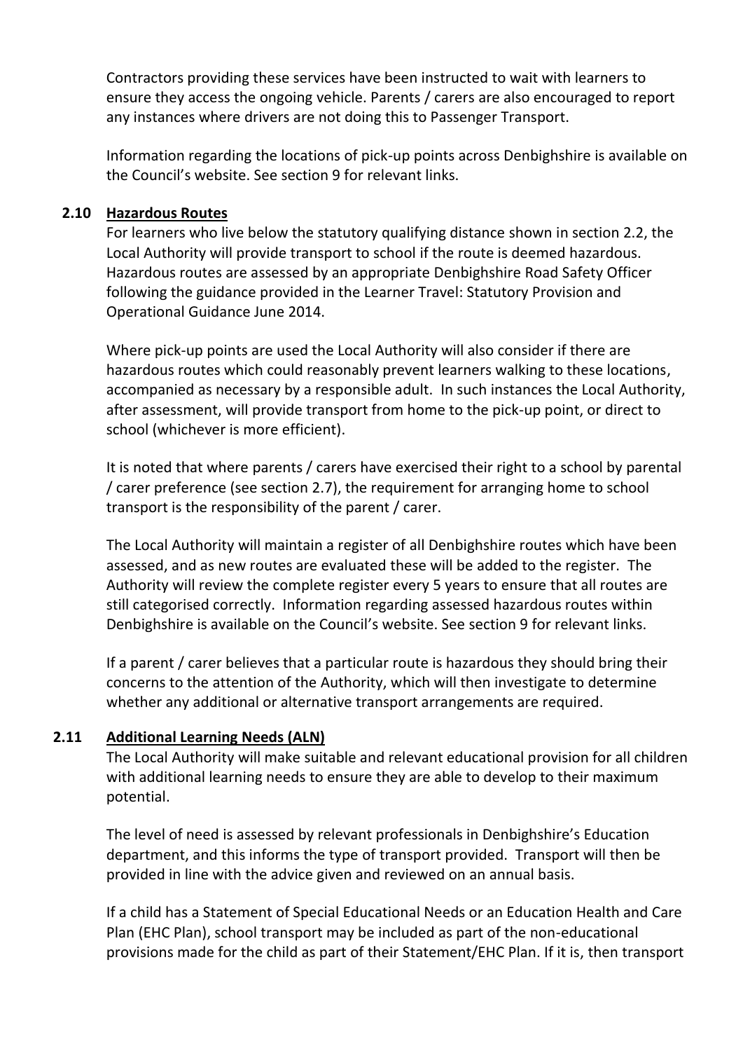Contractors providing these services have been instructed to wait with learners to ensure they access the ongoing vehicle. Parents / carers are also encouraged to report any instances where drivers are not doing this to Passenger Transport.

Information regarding the locations of pick-up points across Denbighshire is available on the Council's website. See section 9 for relevant links.

### 2.10 Hazardous Routes

For learners who live below the statutory qualifying distance shown in section 2.2, the Local Authority will provide transport to school if the route is deemed hazardous. Hazardous routes are assessed by an appropriate Denbighshire Road Safety Officer following the guidance provided in the Learner Travel: Statutory Provision and Operational Guidance June 2014.

Where pick-up points are used the Local Authority will also consider if there are hazardous routes which could reasonably prevent learners walking to these locations, accompanied as necessary by a responsible adult. In such instances the Local Authority, after assessment, will provide transport from home to the pick-up point, or direct to school (whichever is more efficient).

It is noted that where parents / carers have exercised their right to a school by parental / carer preference (see section 2.7), the requirement for arranging home to school transport is the responsibility of the parent / carer.

The Local Authority will maintain a register of all Denbighshire routes which have been assessed, and as new routes are evaluated these will be added to the register. The Authority will review the complete register every 5 years to ensure that all routes are still categorised correctly. Information regarding assessed hazardous routes within Denbighshire is available on the Council's website. See section 9 for relevant links.

If a parent / carer believes that a particular route is hazardous they should bring their concerns to the attention of the Authority, which will then investigate to determine whether any additional or alternative transport arrangements are required.

### 2.11 Additional Learning Needs (ALN)

The Local Authority will make suitable and relevant educational provision for all children with additional learning needs to ensure they are able to develop to their maximum potential.

The level of need is assessed by relevant professionals in Denbighshire's Education department, and this informs the type of transport provided. Transport will then be provided in line with the advice given and reviewed on an annual basis.

If a child has a Statement of Special Educational Needs or an Education Health and Care Plan (EHC Plan), school transport may be included as part of the non-educational provisions made for the child as part of their Statement/EHC Plan. If it is, then transport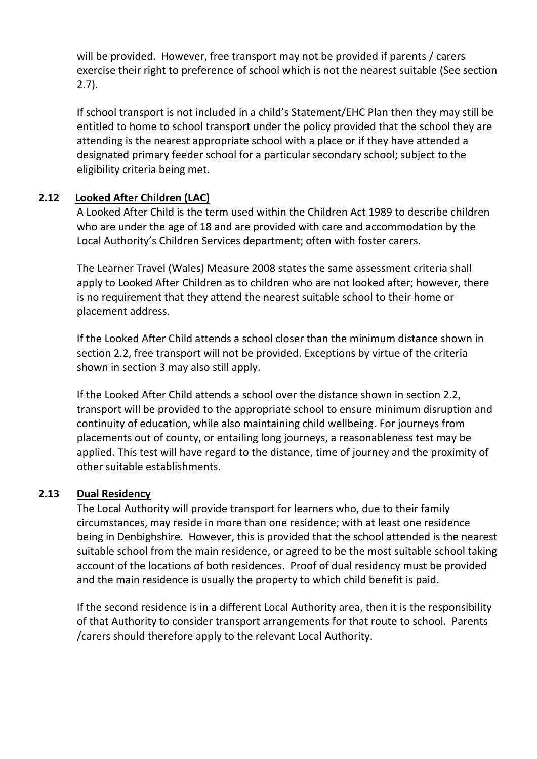will be provided. However, free transport may not be provided if parents / carers exercise their right to preference of school which is not the nearest suitable (See section 2.7).

If school transport is not included in a child's Statement/EHC Plan then they may still be entitled to home to school transport under the policy provided that the school they are attending is the nearest appropriate school with a place or if they have attended a designated primary feeder school for a particular secondary school; subject to the eligibility criteria being met.

### 2.12 Looked After Children (LAC)

A Looked After Child is the term used within the Children Act 1989 to describe children who are under the age of 18 and are provided with care and accommodation by the Local Authority's Children Services department; often with foster carers.

The Learner Travel (Wales) Measure 2008 states the same assessment criteria shall apply to Looked After Children as to children who are not looked after; however, there is no requirement that they attend the nearest suitable school to their home or placement address.

If the Looked After Child attends a school closer than the minimum distance shown in section 2.2, free transport will not be provided. Exceptions by virtue of the criteria shown in section 3 may also still apply.

If the Looked After Child attends a school over the distance shown in section 2.2, transport will be provided to the appropriate school to ensure minimum disruption and continuity of education, while also maintaining child wellbeing. For journeys from placements out of county, or entailing long journeys, a reasonableness test may be applied. This test will have regard to the distance, time of journey and the proximity of other suitable establishments.

### 2.13 Dual Residency

The Local Authority will provide transport for learners who, due to their family circumstances, may reside in more than one residence; with at least one residence being in Denbighshire. However, this is provided that the school attended is the nearest suitable school from the main residence, or agreed to be the most suitable school taking account of the locations of both residences. Proof of dual residency must be provided and the main residence is usually the property to which child benefit is paid.

If the second residence is in a different Local Authority area, then it is the responsibility of that Authority to consider transport arrangements for that route to school. Parents /carers should therefore apply to the relevant Local Authority.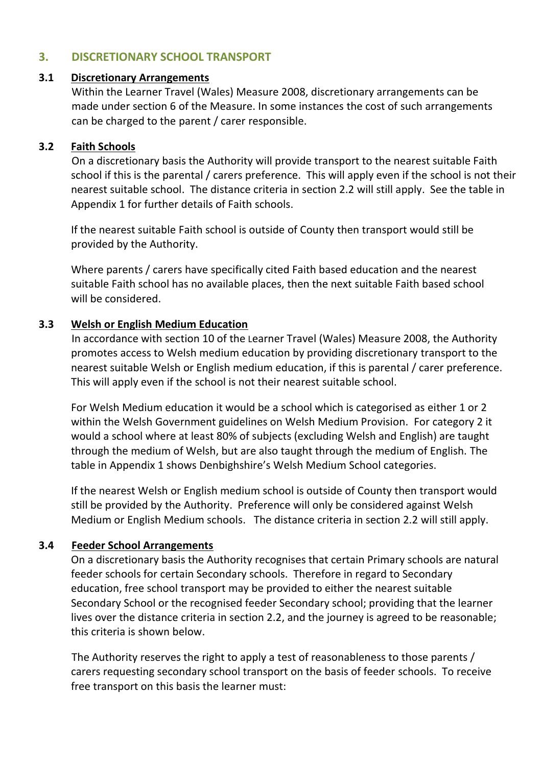## 3. DISCRETIONARY SCHOOL TRANSPORT

### 3.1 Discretionary Arrangements

Within the Learner Travel (Wales) Measure 2008, discretionary arrangements can be made under section 6 of the Measure. In some instances the cost of such arrangements can be charged to the parent / carer responsible.

### 3.2 Faith Schools

On a discretionary basis the Authority will provide transport to the nearest suitable Faith school if this is the parental / carers preference. This will apply even if the school is not their nearest suitable school. The distance criteria in section 2.2 will still apply. See the table in Appendix 1 for further details of Faith schools.

If the nearest suitable Faith school is outside of County then transport would still be provided by the Authority.

Where parents / carers have specifically cited Faith based education and the nearest suitable Faith school has no available places, then the next suitable Faith based school will be considered.

### 3.3 Welsh or English Medium Education

In accordance with section 10 of the Learner Travel (Wales) Measure 2008, the Authority promotes access to Welsh medium education by providing discretionary transport to the nearest suitable Welsh or English medium education, if this is parental / carer preference. This will apply even if the school is not their nearest suitable school.

For Welsh Medium education it would be a school which is categorised as either 1 or 2 within the Welsh Government guidelines on Welsh Medium Provision. For category 2 it would a school where at least 80% of subjects (excluding Welsh and English) are taught through the medium of Welsh, but are also taught through the medium of English. The table in Appendix 1 shows Denbighshire's Welsh Medium School categories.

If the nearest Welsh or English medium school is outside of County then transport would still be provided by the Authority. Preference will only be considered against Welsh Medium or English Medium schools. The distance criteria in section 2.2 will still apply.

### 3.4 Feeder School Arrangements

On a discretionary basis the Authority recognises that certain Primary schools are natural feeder schools for certain Secondary schools. Therefore in regard to Secondary education, free school transport may be provided to either the nearest suitable Secondary School or the recognised feeder Secondary school; providing that the learner lives over the distance criteria in section 2.2, and the journey is agreed to be reasonable; this criteria is shown below.

The Authority reserves the right to apply a test of reasonableness to those parents / carers requesting secondary school transport on the basis of feeder schools. To receive free transport on this basis the learner must: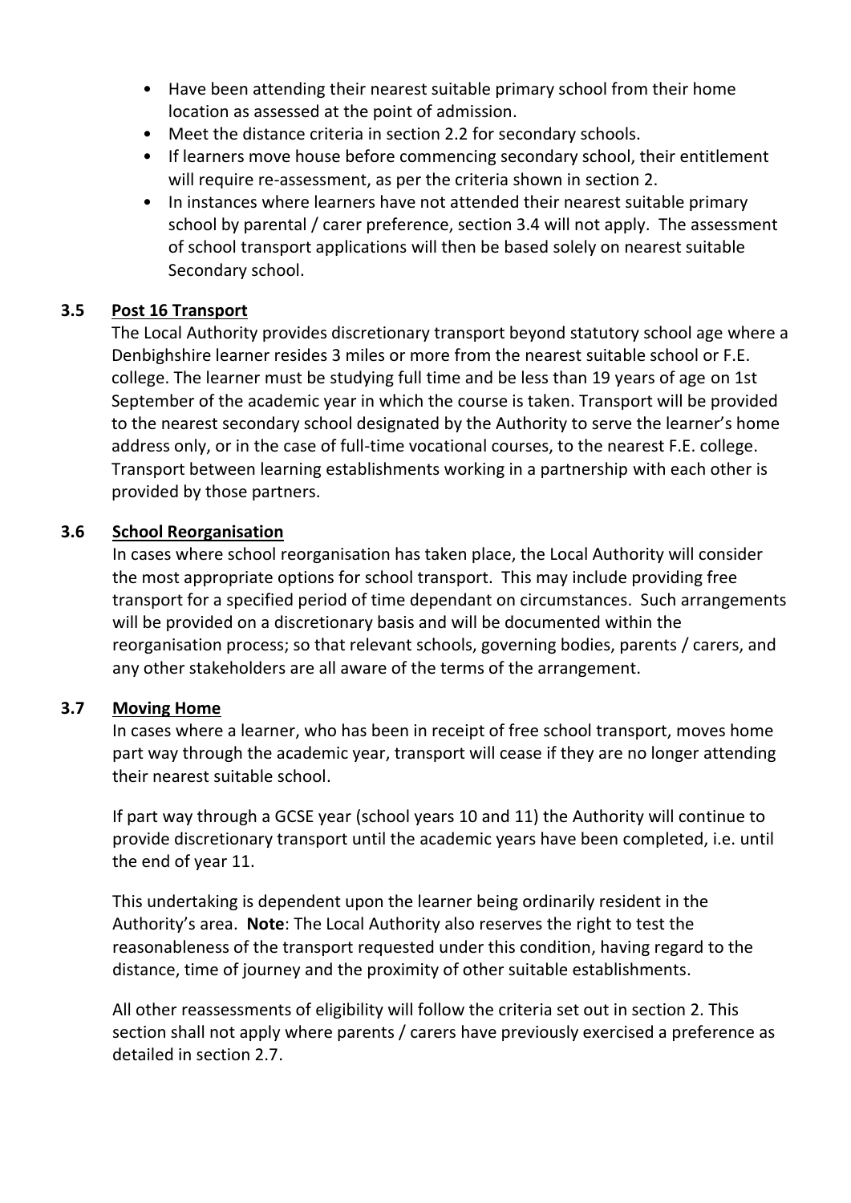- Have been attending their nearest suitable primary school from their home location as assessed at the point of admission.
- Meet the distance criteria in section 2.2 for secondary schools.
- If learners move house before commencing secondary school, their entitlement will require re-assessment, as per the criteria shown in section 2.
- In instances where learners have not attended their nearest suitable primary school by parental / carer preference, section 3.4 will not apply. The assessment of school transport applications will then be based solely on nearest suitable Secondary school.

### 3.5 Post 16 Transport

The Local Authority provides discretionary transport beyond statutory school age where a Denbighshire learner resides 3 miles or more from the nearest suitable school or F.E. college. The learner must be studying full time and be less than 19 years of age on 1st September of the academic year in which the course is taken. Transport will be provided to the nearest secondary school designated by the Authority to serve the learner's home address only, or in the case of full-time vocational courses, to the nearest F.E. college. Transport between learning establishments working in a partnership with each other is provided by those partners.

### 3.6 School Reorganisation

In cases where school reorganisation has taken place, the Local Authority will consider the most appropriate options for school transport. This may include providing free transport for a specified period of time dependant on circumstances. Such arrangements will be provided on a discretionary basis and will be documented within the reorganisation process; so that relevant schools, governing bodies, parents / carers, and any other stakeholders are all aware of the terms of the arrangement.

### 3.7 Moving Home

In cases where a learner, who has been in receipt of free school transport, moves home part way through the academic year, transport will cease if they are no longer attending their nearest suitable school.

If part way through a GCSE year (school years 10 and 11) the Authority will continue to provide discretionary transport until the academic years have been completed, i.e. until the end of year 11.

This undertaking is dependent upon the learner being ordinarily resident in the Authority's area. **Note**: The Local Authority also reserves the right to test the reasonableness of the transport requested under this condition, having regard to the distance, time of journey and the proximity of other suitable establishments.

All other reassessments of eligibility will follow the criteria set out in section 2. This section shall not apply where parents / carers have previously exercised a preference as detailed in section 2.7.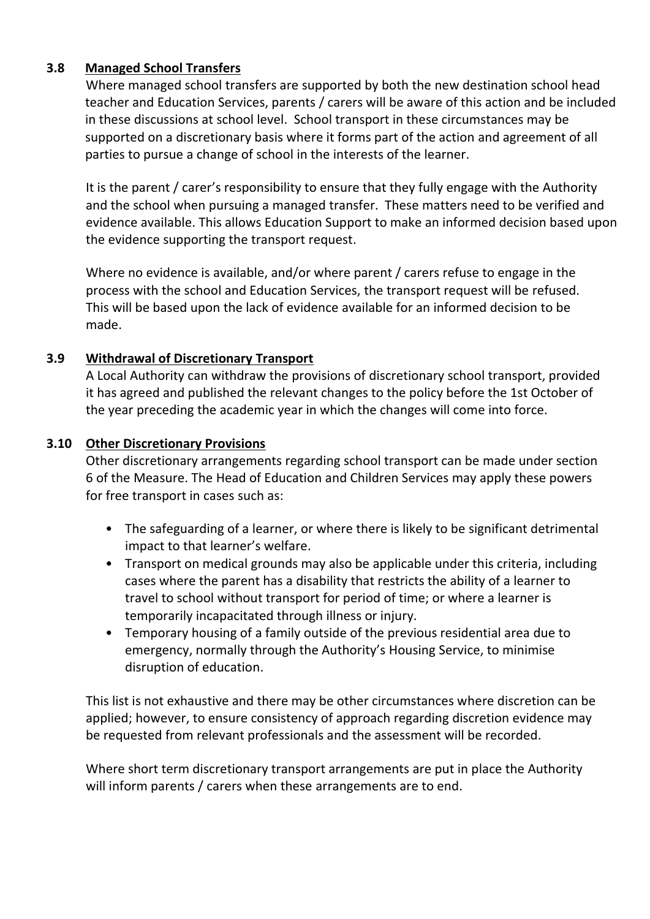### 3.8 Managed School Transfers

Where managed school transfers are supported by both the new destination school head teacher and Education Services, parents / carers will be aware of this action and be included in these discussions at school level. School transport in these circumstances may be supported on a discretionary basis where it forms part of the action and agreement of all parties to pursue a change of school in the interests of the learner.

It is the parent / carer's responsibility to ensure that they fully engage with the Authority and the school when pursuing a managed transfer. These matters need to be verified and evidence available. This allows Education Support to make an informed decision based upon the evidence supporting the transport request.

Where no evidence is available, and/or where parent / carers refuse to engage in the process with the school and Education Services, the transport request will be refused. This will be based upon the lack of evidence available for an informed decision to be made.

### 3.9 Withdrawal of Discretionary Transport

A Local Authority can withdraw the provisions of discretionary school transport, provided it has agreed and published the relevant changes to the policy before the 1st October of the year preceding the academic year in which the changes will come into force.

### 3.10 Other Discretionary Provisions

Other discretionary arrangements regarding school transport can be made under section 6 of the Measure. The Head of Education and Children Services may apply these powers for free transport in cases such as:

- The safeguarding of a learner, or where there is likely to be significant detrimental impact to that learner's welfare.
- Transport on medical grounds may also be applicable under this criteria, including cases where the parent has a disability that restricts the ability of a learner to travel to school without transport for period of time; or where a learner is temporarily incapacitated through illness or injury.
- Temporary housing of a family outside of the previous residential area due to emergency, normally through the Authority's Housing Service, to minimise disruption of education.

This list is not exhaustive and there may be other circumstances where discretion can be applied; however, to ensure consistency of approach regarding discretion evidence may be requested from relevant professionals and the assessment will be recorded.

Where short term discretionary transport arrangements are put in place the Authority will inform parents / carers when these arrangements are to end.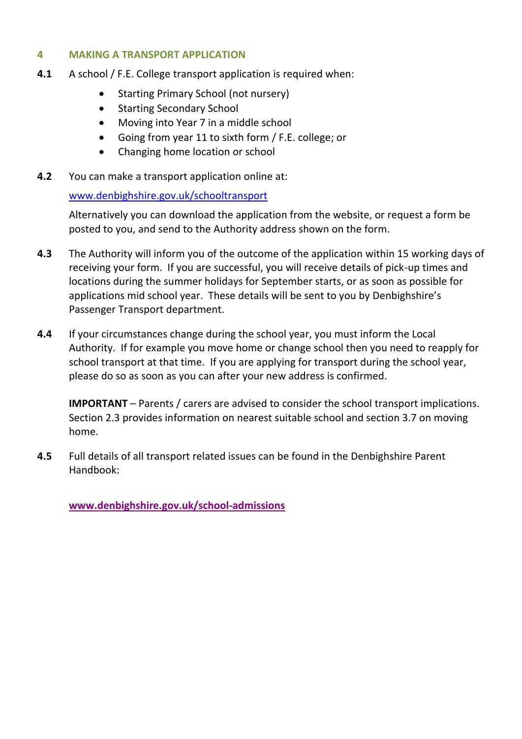## 4 MAKING A TRANSPORT APPLICATION

**4.1** A school / F.E. College transport application is required when:

- Starting Primary School (not nursery)
- Starting Secondary School
- Moving into Year 7 in a middle school
- Going from year 11 to sixth form / F.E. college; or
- Changing home location or school

**4.2** You can make a transport application online at:

www.denbighshire.gov.uk/schooltransport

Alternatively you can download the application from the website, or request a form be posted to you, and send to the Authority address shown on the form.

**4.3** The Authority will inform you of the outcome of the application within 15 working days of receiving your form. If you are successful, you will receive details of pick-up times and locations during the summer holidays for September starts, or as soon as possible for applications mid school year. These details will be sent to you by Denbighshire's Passenger Transport department.

**4.4** If your circumstances change during the school year, you must inform the Local Authority. If for example you move home or change school then you need to reapply for school transport at that time. If you are applying for transport during the school year, please do so as soon as you can after your new address is confirmed.

**IMPORTANT** – Parents / carers are advised to consider the school transport implications. Section 2.3 provides information on nearest suitable school and section 3.7 on moving home.

**4.5** Full details of all transport related issues can be found in the Denbighshire Parent Handbook:

**www.denbighshire.gov.uk/school-admissions**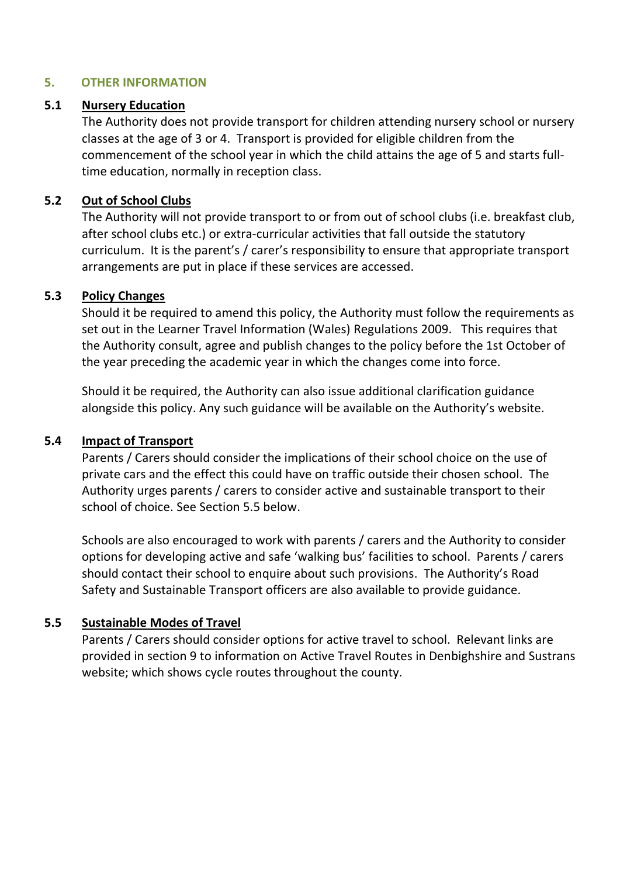## 5. OTHER INFORMATION

### 5.1 Nursery Education

The Authority does not provide transport for children attending nursery school or nursery classes at the age of 3 or 4. Transport is provided for eligible children from the commencement of the school year in which the child attains the age of 5 and starts full-time education, normally in reception class.

### 5.2 Out of School Clubs

The Authority will not provide transport to or from out of school clubs (i.e. breakfast club, after school clubs etc.) or extra-curricular activities that fall outside the statutory curriculum. It is the parent's / carer's responsibility to ensure that appropriate transport arrangements are put in place if these services are accessed.

### 5.3 Policy Changes

Should it be required to amend this policy, the Authority must follow the requirements as set out in the Learner Travel Information (Wales) Regulations 2009. This requires that the Authority consult, agree and publish changes to the policy before the 1st October of the year preceding the academic year in which the changes come into force.

Should it be required, the Authority can also issue additional clarification guidance alongside this policy. Any such guidance will be available on the Authority's website.

### 5.4 Impact of Transport

Parents / Carers should consider the implications of their school choice on the use of private cars and the effect this could have on traffic outside their chosen school. The Authority urges parents / carers to consider active and sustainable transport to their school of choice. See Section 5.5 below.

Schools are also encouraged to work with parents / carers and the Authority to consider options for developing active and safe 'walking bus' facilities to school. Parents / carers should contact their school to enquire about such provisions. The Authority's Road Safety and Sustainable Transport officers are also available to provide guidance.

### 5.5 Sustainable Modes of Travel

Parents / Carers should consider options for active travel to school. Relevant links are provided in section 9 to information on Active Travel Routes in Denbighshire and Sustrans website; which shows cycle routes throughout the county.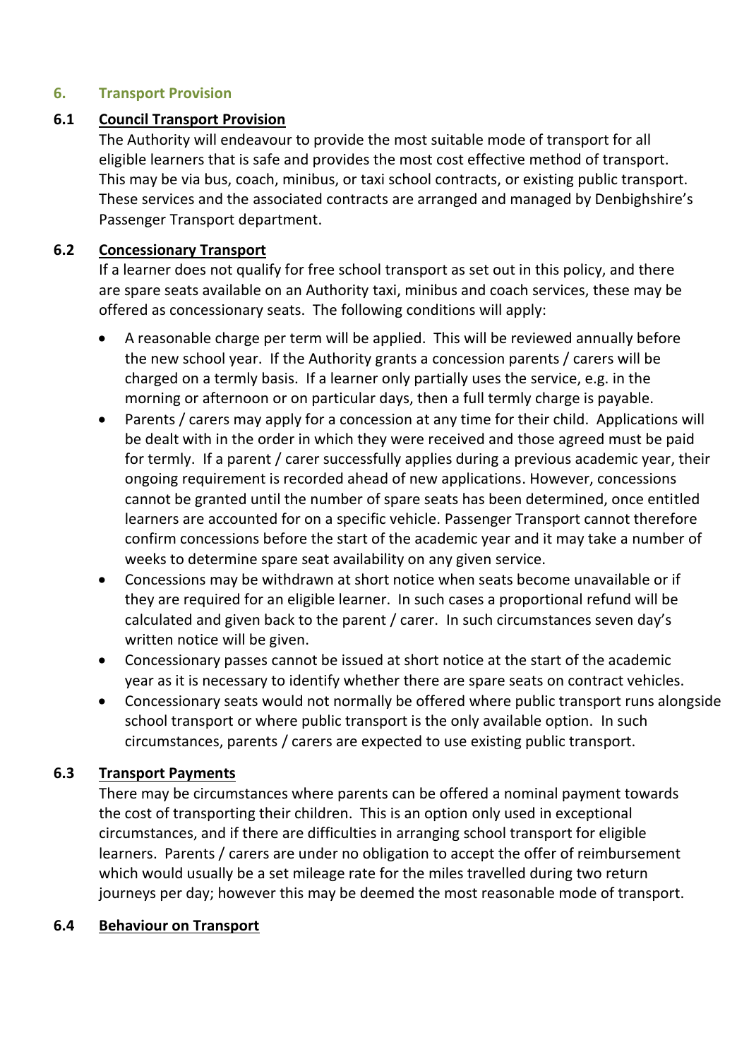## 6. Transport Provision

### 6.1 Council Transport Provision

The Authority will endeavour to provide the most suitable mode of transport for all eligible learners that is safe and provides the most cost effective method of transport. This may be via bus, coach, minibus, or taxi school contracts, or existing public transport. These services and the associated contracts are arranged and managed by Denbighshire's Passenger Transport department.

### 6.2 Concessionary Transport

If a learner does not qualify for free school transport as set out in this policy, and there are spare seats available on an Authority taxi, minibus and coach services, these may be offered as concessionary seats. The following conditions will apply:

- A reasonable charge per term will be applied. This will be reviewed annually before the new school year. If the Authority grants a concession parents / carers will be charged on a termly basis. If a learner only partially uses the service, e.g. in the morning or afternoon or on particular days, then a full termly charge is payable.
- Parents / carers may apply for a concession at any time for their child. Applications will be dealt with in the order in which they were received and those agreed must be paid for termly. If a parent / carer successfully applies during a previous academic year, their ongoing requirement is recorded ahead of new applications. However, concessions cannot be granted until the number of spare seats has been determined, once entitled learners are accounted for on a specific vehicle. Passenger Transport cannot therefore confirm concessions before the start of the academic year and it may take a number of weeks to determine spare seat availability on any given service.
- Concessions may be withdrawn at short notice when seats become unavailable or if they are required for an eligible learner. In such cases a proportional refund will be calculated and given back to the parent / carer. In such circumstances seven day's written notice will be given.
- Concessionary passes cannot be issued at short notice at the start of the academic year as it is necessary to identify whether there are spare seats on contract vehicles.
- Concessionary seats would not normally be offered where public transport runs alongside school transport or where public transport is the only available option. In such circumstances, parents / carers are expected to use existing public transport.

### 6.3 Transport Payments

There may be circumstances where parents can be offered a nominal payment towards the cost of transporting their children. This is an option only used in exceptional circumstances, and if there are difficulties in arranging school transport for eligible learners. Parents / carers are under no obligation to accept the offer of reimbursement which would usually be a set mileage rate for the miles travelled during two return journeys per day; however this may be deemed the most reasonable mode of transport.

### 6.4 Behaviour on Transport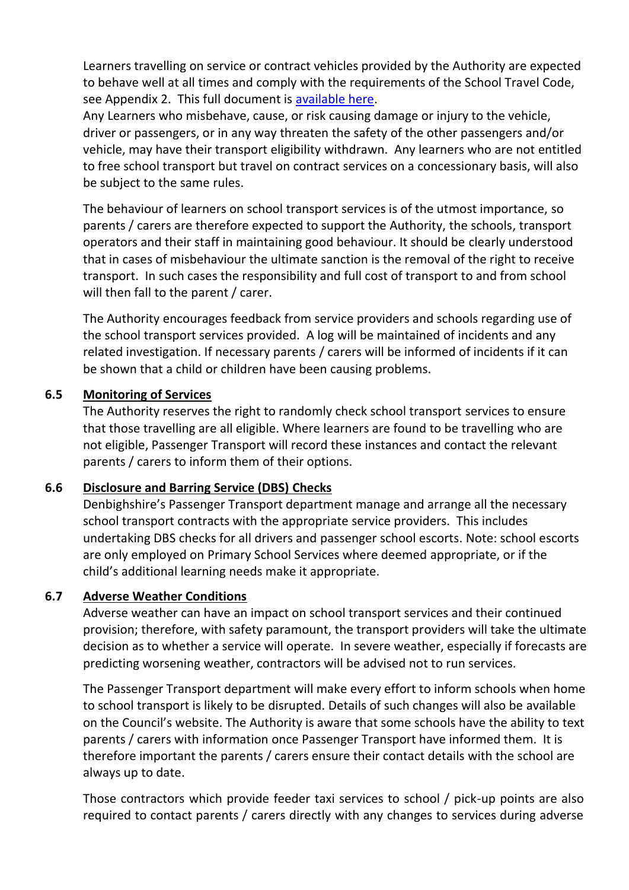Learners travelling on service or contract vehicles provided by the Authority are expected to behave well at all times and comply with the requirements of the School Travel Code, see Appendix 2. This full document is available here.
Any Learners who misbehave, cause, or risk causing damage or injury to the vehicle, driver or passengers, or in any way threaten the safety of the other passengers and/or vehicle, may have their transport eligibility withdrawn. Any learners who are not entitled to free school transport but travel on contract services on a concessionary basis, will also be subject to the same rules.

The behaviour of learners on school transport services is of the utmost importance, so parents / carers are therefore expected to support the Authority, the schools, transport operators and their staff in maintaining good behaviour. It should be clearly understood that in cases of misbehaviour the ultimate sanction is the removal of the right to receive transport. In such cases the responsibility and full cost of transport to and from school will then fall to the parent / carer.

The Authority encourages feedback from service providers and schools regarding use of the school transport services provided. A log will be maintained of incidents and any related investigation. If necessary parents / carers will be informed of incidents if it can be shown that a child or children have been causing problems.

### 6.5 Monitoring of Services

The Authority reserves the right to randomly check school transport services to ensure that those travelling are all eligible. Where learners are found to be travelling who are not eligible, Passenger Transport will record these instances and contact the relevant parents / carers to inform them of their options.

### 6.6 Disclosure and Barring Service (DBS) Checks

Denbighshire's Passenger Transport department manage and arrange all the necessary school transport contracts with the appropriate service providers. This includes undertaking DBS checks for all drivers and passenger school escorts. Note: school escorts are only employed on Primary School Services where deemed appropriate, or if the child's additional learning needs make it appropriate.

### 6.7 Adverse Weather Conditions

Adverse weather can have an impact on school transport services and their continued provision; therefore, with safety paramount, the transport providers will take the ultimate decision as to whether a service will operate. In severe weather, especially if forecasts are predicting worsening weather, contractors will be advised not to run services.

The Passenger Transport department will make every effort to inform schools when home to school transport is likely to be disrupted. Details of such changes will also be available on the Council's website. The Authority is aware that some schools have the ability to text parents / carers with information once Passenger Transport have informed them. It is therefore important the parents / carers ensure their contact details with the school are always up to date.

Those contractors which provide feeder taxi services to school / pick-up points are also required to contact parents / carers directly with any changes to services during adverse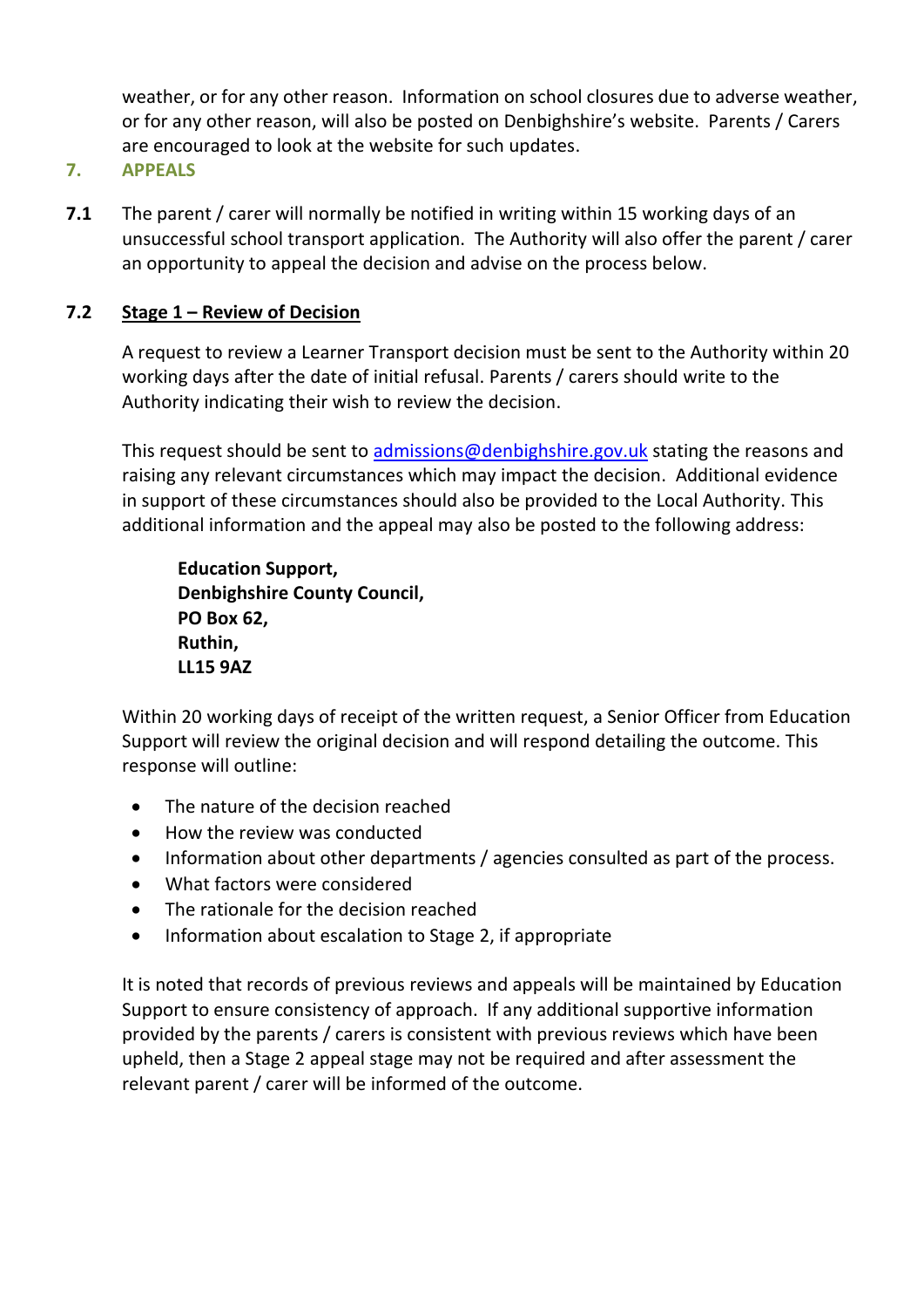weather, or for any other reason. Information on school closures due to adverse weather, or for any other reason, will also be posted on Denbighshire's website. Parents / Carers are encouraged to look at the website for such updates.

## 7. APPEALS

**7.1** The parent / carer will normally be notified in writing within 15 working days of an unsuccessful school transport application. The Authority will also offer the parent / carer an opportunity to appeal the decision and advise on the process below.

**7.2** **Stage 1 – Review of Decision**

A request to review a Learner Transport decision must be sent to the Authority within 20 working days after the date of initial refusal. Parents / carers should write to the Authority indicating their wish to review the decision.

This request should be sent to admissions@denbighshire.gov.uk stating the reasons and raising any relevant circumstances which may impact the decision. Additional evidence in support of these circumstances should also be provided to the Local Authority. This additional information and the appeal may also be posted to the following address:

**Education Support,**
**Denbighshire County Council,**
**PO Box 62,**
**Ruthin,**
**LL15 9AZ**

Within 20 working days of receipt of the written request, a Senior Officer from Education Support will review the original decision and will respond detailing the outcome. This response will outline:

- The nature of the decision reached
- How the review was conducted
- Information about other departments / agencies consulted as part of the process.
- What factors were considered
- The rationale for the decision reached
- Information about escalation to Stage 2, if appropriate

It is noted that records of previous reviews and appeals will be maintained by Education Support to ensure consistency of approach. If any additional supportive information provided by the parents / carers is consistent with previous reviews which have been upheld, then a Stage 2 appeal stage may not be required and after assessment the relevant parent / carer will be informed of the outcome.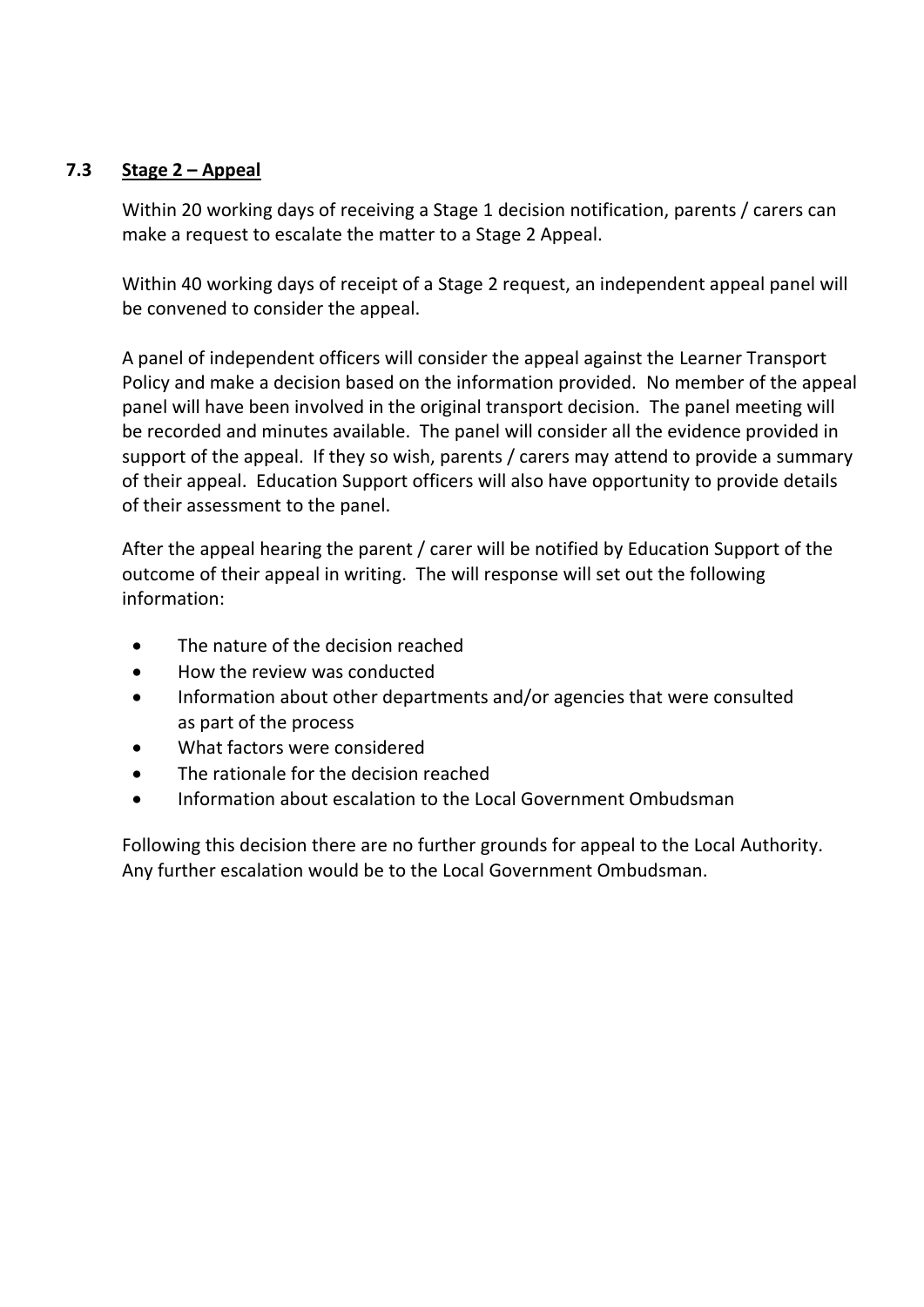### 7.3 Stage 2 – Appeal

Within 20 working days of receiving a Stage 1 decision notification, parents / carers can make a request to escalate the matter to a Stage 2 Appeal.

Within 40 working days of receipt of a Stage 2 request, an independent appeal panel will be convened to consider the appeal.

A panel of independent officers will consider the appeal against the Learner Transport Policy and make a decision based on the information provided. No member of the appeal panel will have been involved in the original transport decision. The panel meeting will be recorded and minutes available. The panel will consider all the evidence provided in support of the appeal. If they so wish, parents / carers may attend to provide a summary of their appeal. Education Support officers will also have opportunity to provide details of their assessment to the panel.

After the appeal hearing the parent / carer will be notified by Education Support of the outcome of their appeal in writing. The will response will set out the following information:

- The nature of the decision reached
- How the review was conducted
- Information about other departments and/or agencies that were consulted as part of the process
- What factors were considered
- The rationale for the decision reached
- Information about escalation to the Local Government Ombudsman

Following this decision there are no further grounds for appeal to the Local Authority. Any further escalation would be to the Local Government Ombudsman.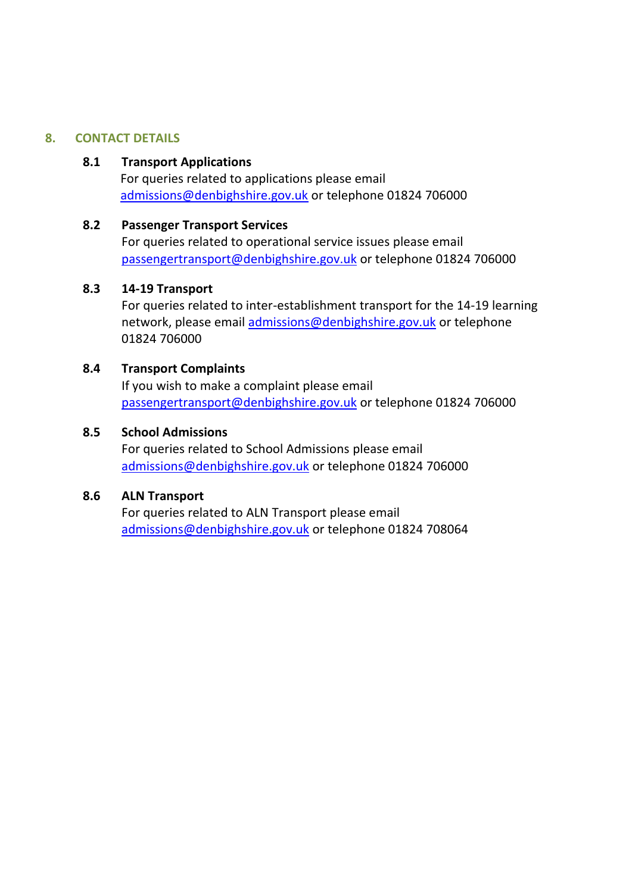## 8. CONTACT DETAILS

### 8.1 Transport Applications

For queries related to applications please email admissions@denbighshire.gov.uk or telephone 01824 706000

### 8.2 Passenger Transport Services

For queries related to operational service issues please email passengertransport@denbighshire.gov.uk or telephone 01824 706000

### 8.3 14-19 Transport

For queries related to inter-establishment transport for the 14-19 learning network, please email admissions@denbighshire.gov.uk or telephone 01824 706000

### 8.4 Transport Complaints

If you wish to make a complaint please email passengertransport@denbighshire.gov.uk or telephone 01824 706000

### 8.5 School Admissions

For queries related to School Admissions please email admissions@denbighshire.gov.uk or telephone 01824 706000

### 8.6 ALN Transport

For queries related to ALN Transport please email admissions@denbighshire.gov.uk or telephone 01824 708064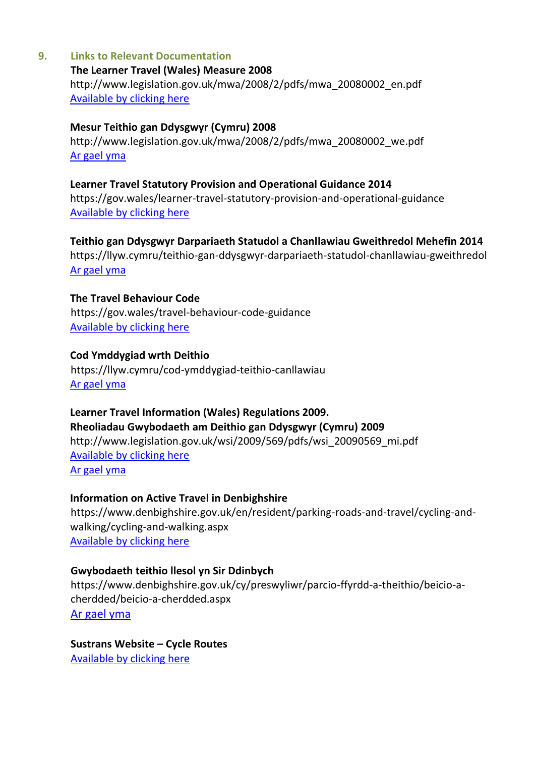## 9. Links to Relevant Documentation

**The Learner Travel (Wales) Measure 2008**
http://www.legislation.gov.uk/mwa/2008/2/pdfs/mwa_20080002_en.pdf
Available by clicking here

**Mesur Teithio gan Ddysgwyr (Cymru) 2008**
http://www.legislation.gov.uk/mwa/2008/2/pdfs/mwa_20080002_we.pdf
Ar gael yma

**Learner Travel Statutory Provision and Operational Guidance 2014**
https://gov.wales/learner-travel-statutory-provision-and-operational-guidance
Available by clicking here

**Teithio gan Ddysgwyr Darpariaeth Statudol a Chanllawiau Gweithredol Mehefin 2014**
https://llyw.cymru/teithio-gan-ddysgwyr-darpariaeth-statudol-chanllawiau-gweithredol
Ar gael yma

**The Travel Behaviour Code**
https://gov.wales/travel-behaviour-code-guidance
Available by clicking here

**Cod Ymddygiad wrth Deithio**
https://llyw.cymru/cod-ymddygiad-teithio-canllawiau
Ar gael yma

**Learner Travel Information (Wales) Regulations 2009.**
**Rheoliadau Gwybodaeth am Deithio gan Ddysgwyr (Cymru) 2009**
http://www.legislation.gov.uk/wsi/2009/569/pdfs/wsi_20090569_mi.pdf
Available by clicking here
Ar gael yma

**Information on Active Travel in Denbighshire**
https://www.denbighshire.gov.uk/en/resident/parking-roads-and-travel/cycling-and-walking/cycling-and-walking.aspx
Available by clicking here

**Gwybodaeth teithio llesol yn Sir Ddinbych**
https://www.denbighshire.gov.uk/cy/preswyliwr/parcio-ffyrdd-a-theithio/beicio-a-cherdded/beicio-a-cherdded.aspx
Ar gael yma

**Sustrans Website – Cycle Routes**
Available by clicking here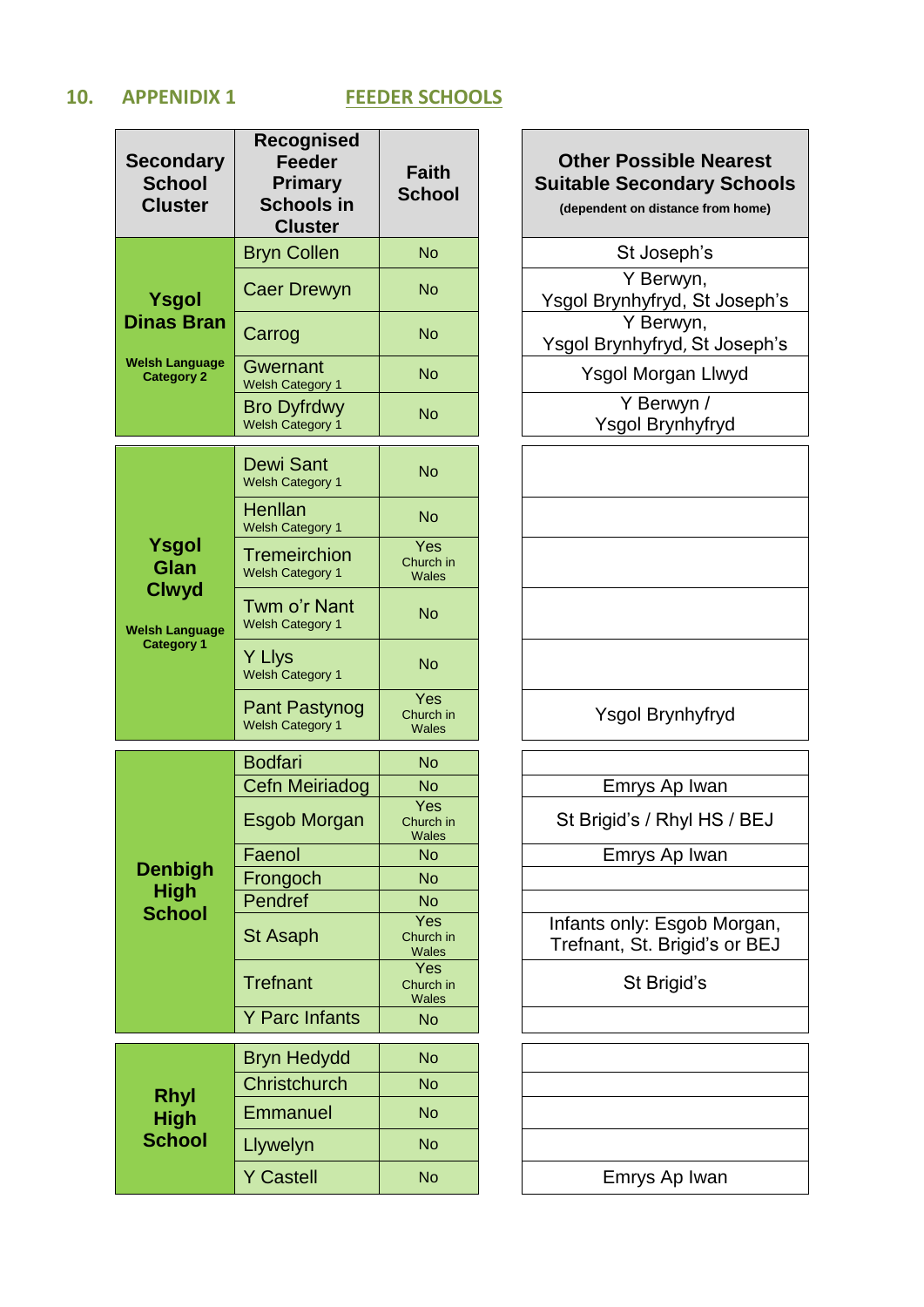## 10. APPENIDIX 1 FEEDER SCHOOLS

| Secondary School Cluster | Recognised Feeder Primary Schools in Cluster | Faith School | Other Possible Nearest Suitable Secondary Schools (dependent on distance from home) |
|---|---|---|---|
| **Ysgol Dinas Bran** Welsh Language Category 2 | Bryn Collen | No | St Joseph's |
| | Caer Drewyn | No | Y Berwyn, Ysgol Brynhyfryd, St Joseph's |
| | Carrog | No | Y Berwyn, Ysgol Brynhyfryd, St Joseph's |
| | Gwernant Welsh Category 1 | No | Ysgol Morgan Llwyd |
| | Bro Dyfrdwy Welsh Category 1 | No | Y Berwyn / Ysgol Brynhyfryd |
| **Ysgol Glan Clwyd** Welsh Language Category 1 | Dewi Sant Welsh Category 1 | No | |
| | Henllan Welsh Category 1 | No | |
| | Tremeirchion Welsh Category 1 | Yes Church in Wales | |
| | Twm o'r Nant Welsh Category 1 | No | |
| | Y Llys Welsh Category 1 | No | |
| | Pant Pastynog Welsh Category 1 | Yes Church in Wales | Ysgol Brynhyfryd |
| **Denbigh High School** | Bodfari | No | |
| | Cefn Meiriadog | No | Emrys Ap Iwan |
| | Esgob Morgan | Yes Church in Wales | St Brigid's / Rhyl HS / BEJ |
| | Faenol | No | Emrys Ap Iwan |
| | Frongoch | No | |
| | Pendref | No | |
| | St Asaph | Yes Church in Wales | Infants only: Esgob Morgan, Trefnant, St. Brigid's or BEJ |
| | Trefnant | Yes Church in Wales | St Brigid's |
| | Y Parc Infants | No | |
| **Rhyl High School** | Bryn Hedydd | No | |
| | Christchurch | No | |
| | Emmanuel | No | |
| | Llywelyn | No | |
| | Y Castell | No | Emrys Ap Iwan |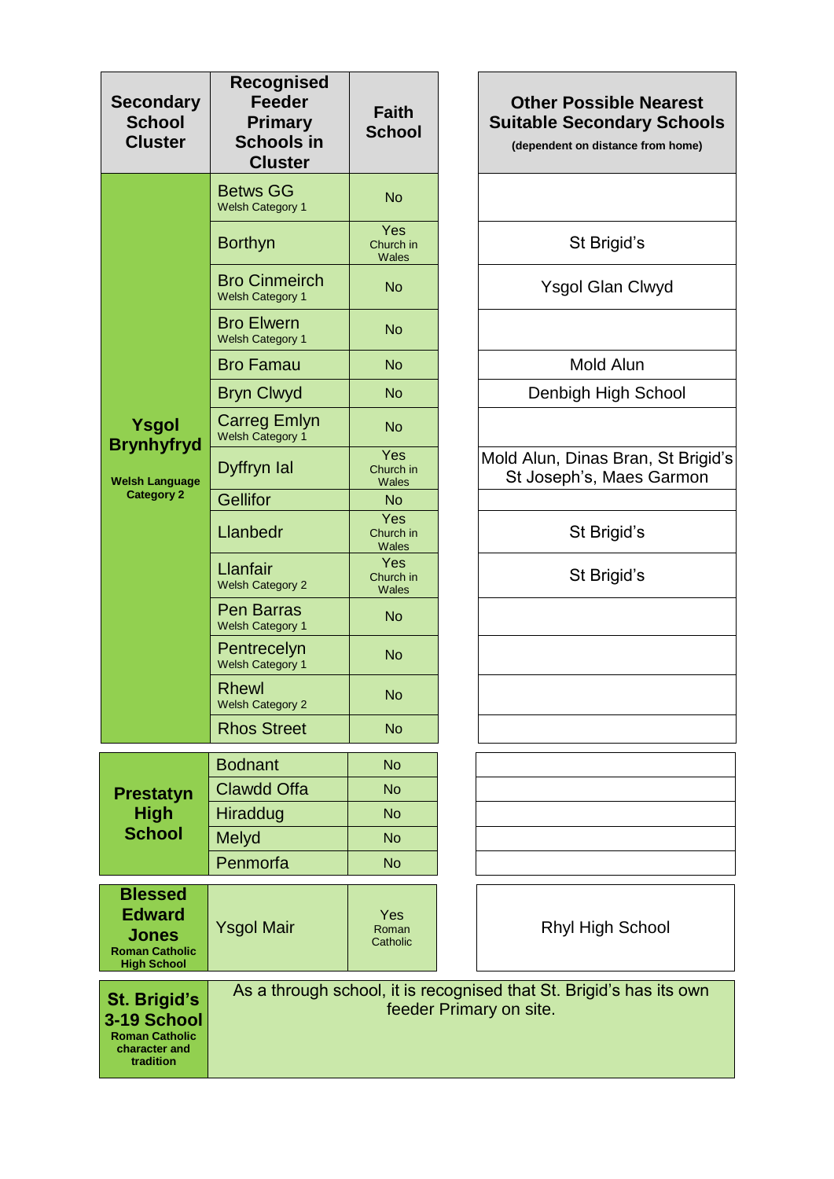| Secondary School Cluster | Recognised Feeder Primary Schools in Cluster | Faith School | Other Possible Nearest Suitable Secondary Schools (dependent on distance from home) |
|---|---|---|---|
| **Ysgol Brynhyfryd** Welsh Language Category 2 | Betws GG Welsh Category 1 | No | |
| | Borthyn | Yes Church in Wales | St Brigid's |
| | Bro Cinmeirch Welsh Category 1 | No | Ysgol Glan Clwyd |
| | Bro Elwern Welsh Category 1 | No | |
| | Bro Famau | No | Mold Alun |
| | Bryn Clwyd | No | Denbigh High School |
| | Carreg Emlyn Welsh Category 1 | No | |
| | Dyffryn Ial | Yes Church in Wales | Mold Alun, Dinas Bran, St Brigid's St Joseph's, Maes Garmon |
| | Gellifor | No | |
| | Llanbedr | Yes Church in Wales | St Brigid's |
| | Llanfair Welsh Category 2 | Yes Church in Wales | St Brigid's |
| | Pen Barras Welsh Category 1 | No | |
| | Pentrecelyn Welsh Category 1 | No | |
| | Rhewl Welsh Category 2 | No | |
| | Rhos Street | No | |
| **Prestatyn High School** | Bodnant | No | |
| | Clawdd Offa | No | |
| | Hiraddug | No | |
| | Melyd | No | |
| | Penmorfa | No | |
| **Blessed Edward Jones** Roman Catholic High School | Ysgol Mair | Yes Roman Catholic | Rhyl High School |
| **St. Brigid's 3-19 School** Roman Catholic character and tradition | As a through school, it is recognised that St. Brigid's has its own feeder Primary on site. | | |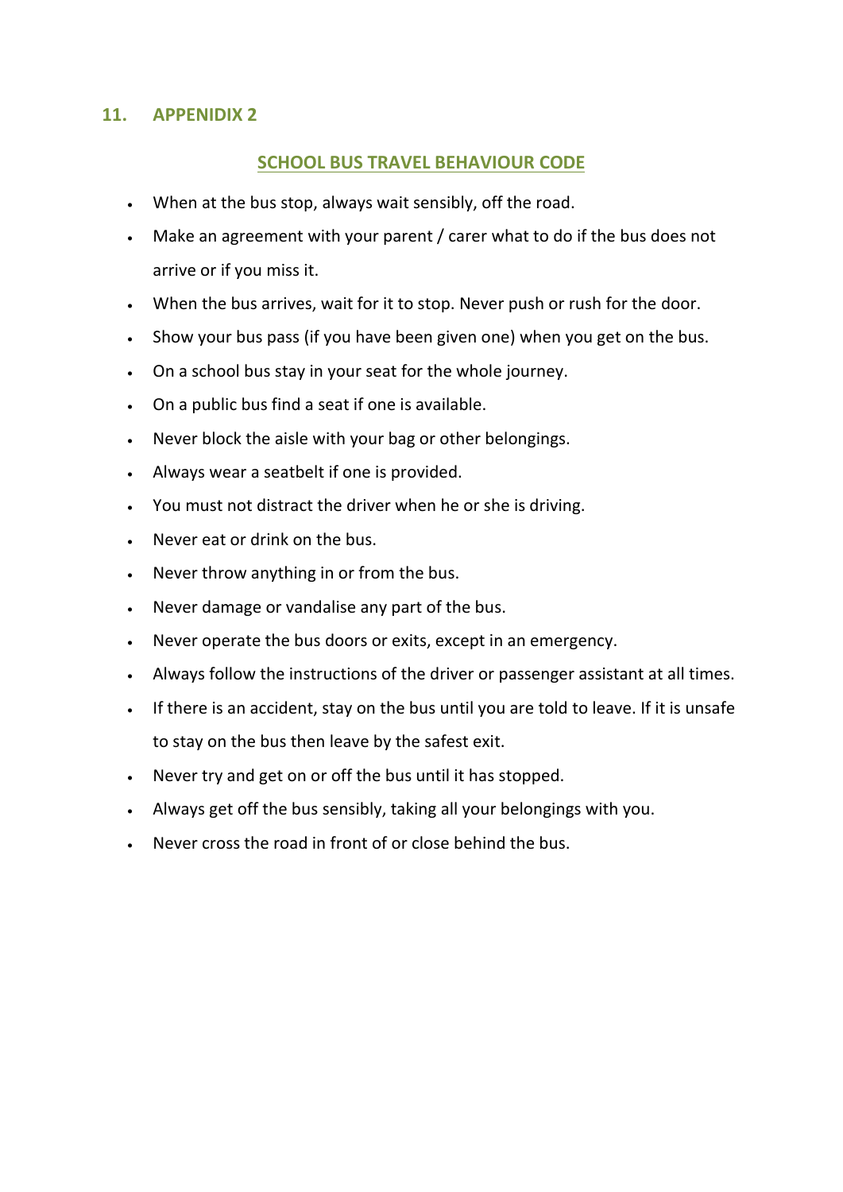## 11. APPENIDIX 2

### SCHOOL BUS TRAVEL BEHAVIOUR CODE

- When at the bus stop, always wait sensibly, off the road.
- Make an agreement with your parent / carer what to do if the bus does not arrive or if you miss it.
- When the bus arrives, wait for it to stop. Never push or rush for the door.
- Show your bus pass (if you have been given one) when you get on the bus.
- On a school bus stay in your seat for the whole journey.
- On a public bus find a seat if one is available.
- Never block the aisle with your bag or other belongings.
- Always wear a seatbelt if one is provided.
- You must not distract the driver when he or she is driving.
- Never eat or drink on the bus.
- Never throw anything in or from the bus.
- Never damage or vandalise any part of the bus.
- Never operate the bus doors or exits, except in an emergency.
- Always follow the instructions of the driver or passenger assistant at all times.
- If there is an accident, stay on the bus until you are told to leave. If it is unsafe to stay on the bus then leave by the safest exit.
- Never try and get on or off the bus until it has stopped.
- Always get off the bus sensibly, taking all your belongings with you.
- Never cross the road in front of or close behind the bus.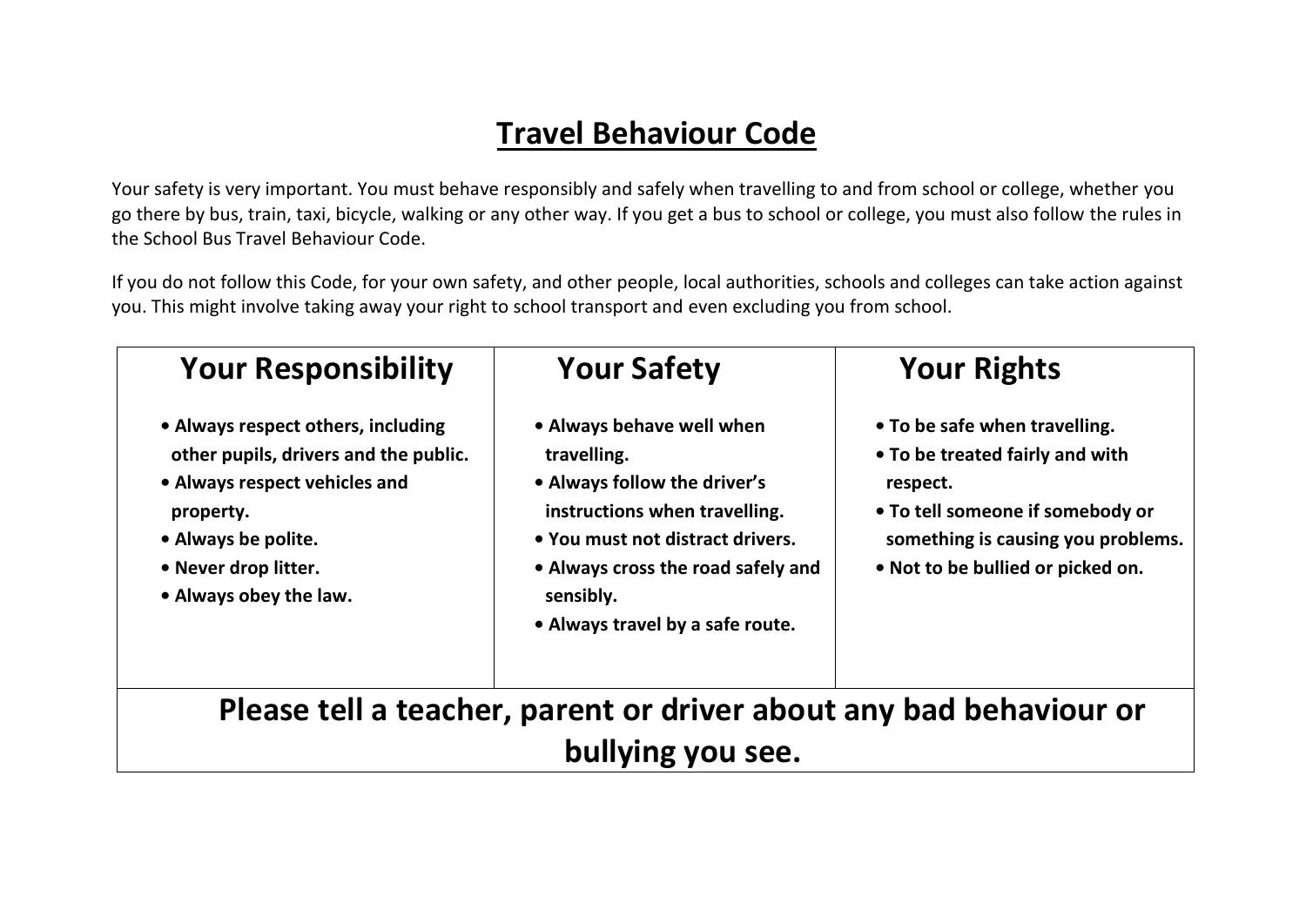# Travel Behaviour Code

Your safety is very important. You must behave responsibly and safely when travelling to and from school or college, whether you go there by bus, train, taxi, bicycle, walking or any other way. If you get a bus to school or college, you must also follow the rules in the School Bus Travel Behaviour Code.

If you do not follow this Code, for your own safety, and other people, local authorities, schools and colleges can take action against you. This might involve taking away your right to school transport and even excluding you from school.

| Your Responsibility | Your Safety | Your Rights |
|---|---|---|
| • **Always respect others, including other pupils, drivers and the public.**<br>• **Always respect vehicles and property.**<br>• **Always be polite.**<br>• **Never drop litter.**<br>• **Always obey the law.** | • **Always behave well when travelling.**<br>• **Always follow the driver's instructions when travelling.**<br>• **You must not distract drivers.**<br>• **Always cross the road safely and sensibly.**<br>• **Always travel by a safe route.** | • **To be safe when travelling.**<br>• **To be treated fairly and with respect.**<br>• **To tell someone if somebody or something is causing you problems.**<br>• **Not to be bullied or picked on.** |

**Please tell a teacher, parent or driver about any bad behaviour or bullying you see.**